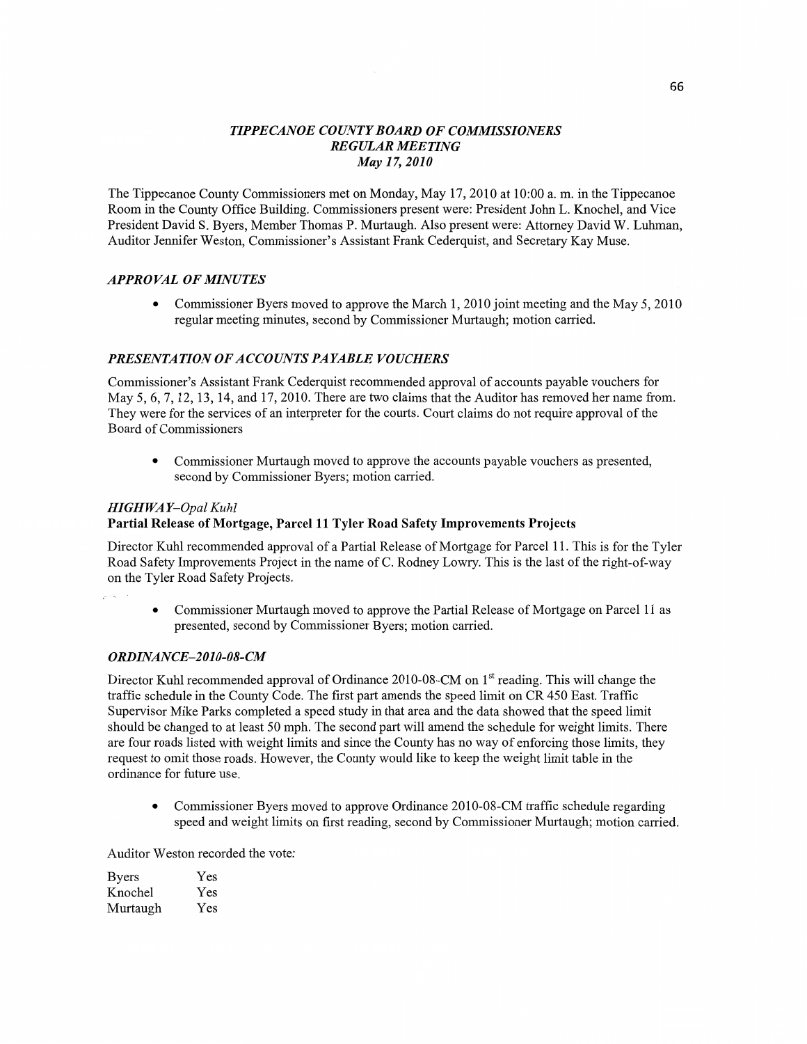# *TIPPECANOE COUNTY BOARD OF COMMISSIONERS*
## *REGULAR MEETING*
### *May 17, 2010*

The Tippecanoe County Commissioners met on Monday, May 17, 2010 at 10:00 a. m. in the Tippecanoe Room in the County Office Building. Commissioners present were: President John L. Knochel, and Vice President David S. Byers, Member Thomas P. Murtaugh. Also present were: Attorney David W. Luhman, Auditor Jennifer Weston, Commissioner's Assistant Frank Cederquist, and Secretary Kay Muse.

### *APPROVAL OF MINUTES*

- Commissioner Byers moved to approve the March 1, 2010 joint meeting and the May 5, 2010 regular meeting minutes, second by Commissioner Murtaugh; motion carried.

### *PRESENTATION OF ACCOUNTS PAYABLE VOUCHERS*

Commissioner's Assistant Frank Cederquist recommended approval of accounts payable vouchers for May 5, 6, 7, 12, 13, 14, and 17, 2010. There are two claims that the Auditor has removed her name from. They were for the services of an interpreter for the courts. Court claims do not require approval of the Board of Commissioners

- Commissioner Murtaugh moved to approve the accounts payable vouchers as presented, second by Commissioner Byers; motion carried.

### *HIGHWAY–Opal Kuhl*

**Partial Release of Mortgage, Parcel 11 Tyler Road Safety Improvements Projects**

Director Kuhl recommended approval of a Partial Release of Mortgage for Parcel 11. This is for the Tyler Road Safety Improvements Project in the name of C. Rodney Lowry. This is the last of the right-of-way on the Tyler Road Safety Projects.

- Commissioner Murtaugh moved to approve the Partial Release of Mortgage on Parcel 11 as presented, second by Commissioner Byers; motion carried.

### *ORDINANCE–2010-08-CM*

Director Kuhl recommended approval of Ordinance 2010-08-CM on 1st reading. This will change the traffic schedule in the County Code. The first part amends the speed limit on CR 450 East. Traffic Supervisor Mike Parks completed a speed study in that area and the data showed that the speed limit should be changed to at least 50 mph. The second part will amend the schedule for weight limits. There are four roads listed with weight limits and since the County has no way of enforcing those limits, they request to omit those roads. However, the County would like to keep the weight limit table in the ordinance for future use.

- Commissioner Byers moved to approve Ordinance 2010-08-CM traffic schedule regarding speed and weight limits on first reading, second by Commissioner Murtaugh; motion carried.

Auditor Weston recorded the vote:

| | |
|---|---|
| Byers | Yes |
| Knochel | Yes |
| Murtaugh | Yes |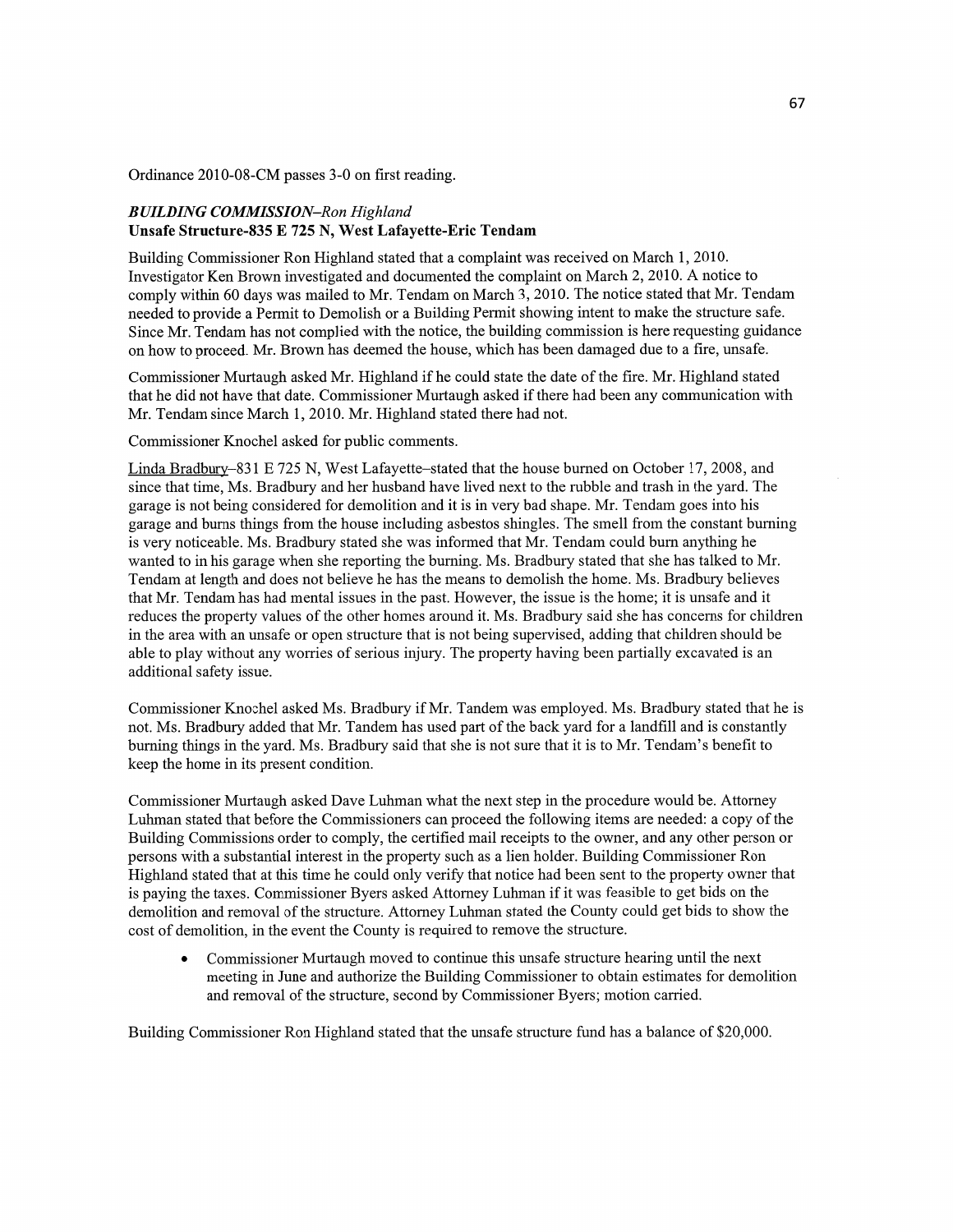Ordinance 2010-08-CM passes 3-0 on first reading.

***BUILDING COMMISSION–Ron Highland***
**Unsafe Structure-835 E 725 N, West Lafayette-Eric Tendam**

Building Commissioner Ron Highland stated that a complaint was received on March 1, 2010. Investigator Ken Brown investigated and documented the complaint on March 2, 2010. A notice to comply within 60 days was mailed to Mr. Tendam on March 3, 2010. The notice stated that Mr. Tendam needed to provide a Permit to Demolish or a Building Permit showing intent to make the structure safe. Since Mr. Tendam has not complied with the notice, the building commission is here requesting guidance on how to proceed. Mr. Brown has deemed the house, which has been damaged due to a fire, unsafe.

Commissioner Murtaugh asked Mr. Highland if he could state the date of the fire. Mr. Highland stated that he did not have that date. Commissioner Murtaugh asked if there had been any communication with Mr. Tendam since March 1, 2010. Mr. Highland stated there had not.

Commissioner Knochel asked for public comments.

Linda Bradbury–831 E 725 N, West Lafayette–stated that the house burned on October 17, 2008, and since that time, Ms. Bradbury and her husband have lived next to the rubble and trash in the yard. The garage is not being considered for demolition and it is in very bad shape. Mr. Tendam goes into his garage and burns things from the house including asbestos shingles. The smell from the constant burning is very noticeable. Ms. Bradbury stated she was informed that Mr. Tendam could burn anything he wanted to in his garage when she reporting the burning. Ms. Bradbury stated that she has talked to Mr. Tendam at length and does not believe he has the means to demolish the home. Ms. Bradbury believes that Mr. Tendam has had mental issues in the past. However, the issue is the home; it is unsafe and it reduces the property values of the other homes around it. Ms. Bradbury said she has concerns for children in the area with an unsafe or open structure that is not being supervised, adding that children should be able to play without any worries of serious injury. The property having been partially excavated is an additional safety issue.

Commissioner Knochel asked Ms. Bradbury if Mr. Tandem was employed. Ms. Bradbury stated that he is not. Ms. Bradbury added that Mr. Tandem has used part of the back yard for a landfill and is constantly burning things in the yard. Ms. Bradbury said that she is not sure that it is to Mr. Tendam's benefit to keep the home in its present condition.

Commissioner Murtaugh asked Dave Luhman what the next step in the procedure would be. Attorney Luhman stated that before the Commissioners can proceed the following items are needed: a copy of the Building Commissions order to comply, the certified mail receipts to the owner, and any other person or persons with a substantial interest in the property such as a lien holder. Building Commissioner Ron Highland stated that at this time he could only verify that notice had been sent to the property owner that is paying the taxes. Commissioner Byers asked Attorney Luhman if it was feasible to get bids on the demolition and removal of the structure. Attorney Luhman stated the County could get bids to show the cost of demolition, in the event the County is required to remove the structure.

- Commissioner Murtaugh moved to continue this unsafe structure hearing until the next meeting in June and authorize the Building Commissioner to obtain estimates for demolition and removal of the structure, second by Commissioner Byers; motion carried.

Building Commissioner Ron Highland stated that the unsafe structure fund has a balance of $20,000.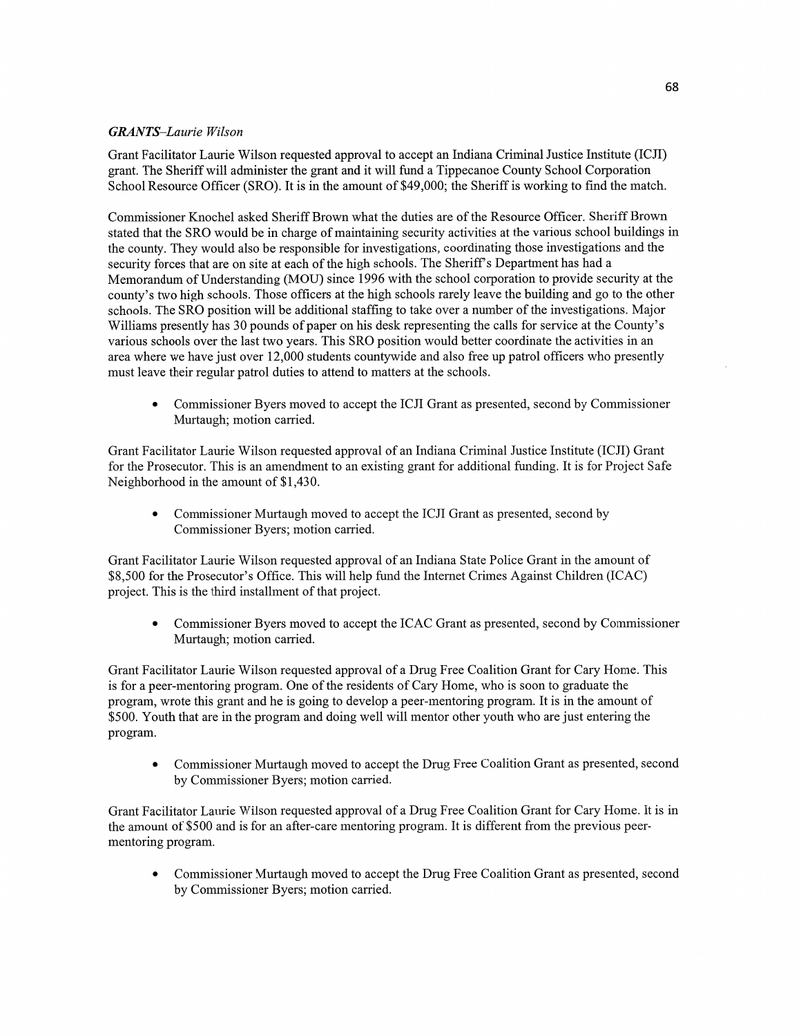***GRANTS–Laurie Wilson***

Grant Facilitator Laurie Wilson requested approval to accept an Indiana Criminal Justice Institute (ICJI) grant. The Sheriff will administer the grant and it will fund a Tippecanoe County School Corporation School Resource Officer (SRO). It is in the amount of $49,000; the Sheriff is working to find the match.

Commissioner Knochel asked Sheriff Brown what the duties are of the Resource Officer. Sheriff Brown stated that the SRO would be in charge of maintaining security activities at the various school buildings in the county. They would also be responsible for investigations, coordinating those investigations and the security forces that are on site at each of the high schools. The Sheriff's Department has had a Memorandum of Understanding (MOU) since 1996 with the school corporation to provide security at the county's two high schools. Those officers at the high schools rarely leave the building and go to the other schools. The SRO position will be additional staffing to take over a number of the investigations. Major Williams presently has 30 pounds of paper on his desk representing the calls for service at the County's various schools over the last two years. This SRO position would better coordinate the activities in an area where we have just over 12,000 students countywide and also free up patrol officers who presently must leave their regular patrol duties to attend to matters at the schools.

- Commissioner Byers moved to accept the ICJI Grant as presented, second by Commissioner Murtaugh; motion carried.

Grant Facilitator Laurie Wilson requested approval of an Indiana Criminal Justice Institute (ICJI) Grant for the Prosecutor. This is an amendment to an existing grant for additional funding. It is for Project Safe Neighborhood in the amount of $1,430.

- Commissioner Murtaugh moved to accept the ICJI Grant as presented, second by Commissioner Byers; motion carried.

Grant Facilitator Laurie Wilson requested approval of an Indiana State Police Grant in the amount of $8,500 for the Prosecutor's Office. This will help fund the Internet Crimes Against Children (ICAC) project. This is the third installment of that project.

- Commissioner Byers moved to accept the ICAC Grant as presented, second by Commissioner Murtaugh; motion carried.

Grant Facilitator Laurie Wilson requested approval of a Drug Free Coalition Grant for Cary Home. This is for a peer-mentoring program. One of the residents of Cary Home, who is soon to graduate the program, wrote this grant and he is going to develop a peer-mentoring program. It is in the amount of $500. Youth that are in the program and doing well will mentor other youth who are just entering the program.

- Commissioner Murtaugh moved to accept the Drug Free Coalition Grant as presented, second by Commissioner Byers; motion carried.

Grant Facilitator Laurie Wilson requested approval of a Drug Free Coalition Grant for Cary Home. It is in the amount of $500 and is for an after-care mentoring program. It is different from the previous peer-mentoring program.

- Commissioner Murtaugh moved to accept the Drug Free Coalition Grant as presented, second by Commissioner Byers; motion carried.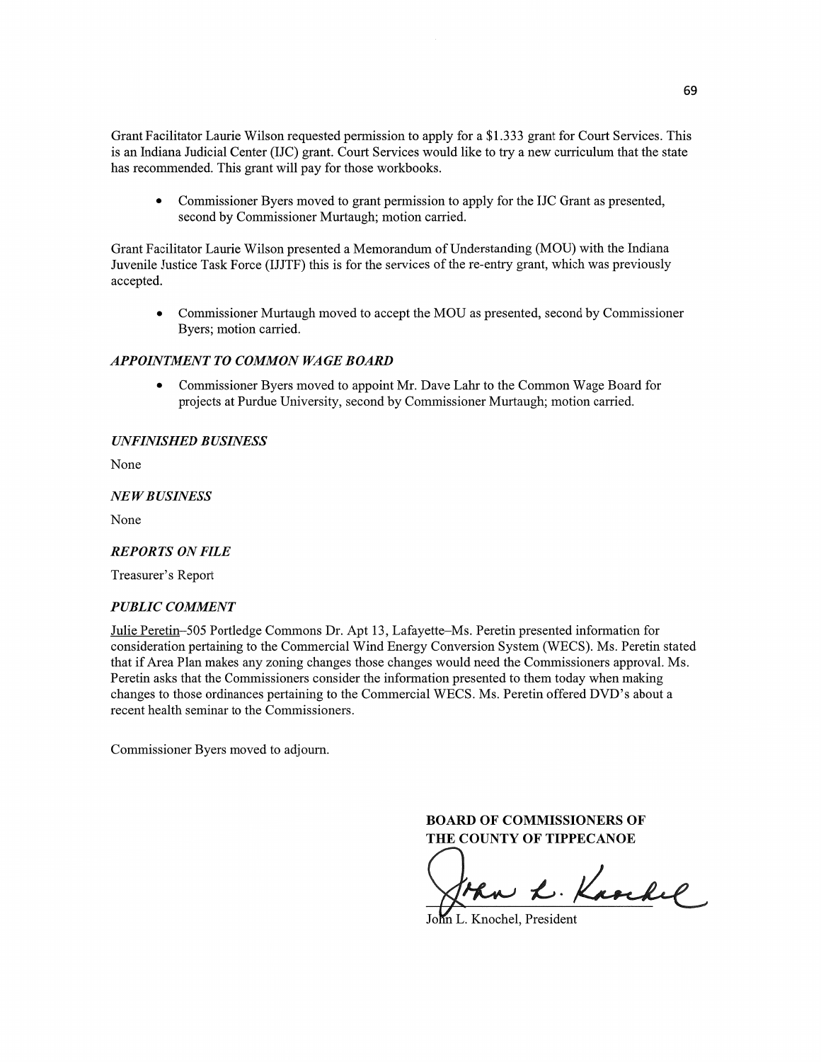Grant Facilitator Laurie Wilson requested permission to apply for a $1.333 grant for Court Services. This is an Indiana Judicial Center (IJC) grant. Court Services would like to try a new curriculum that the state has recommended. This grant will pay for those workbooks.

- Commissioner Byers moved to grant permission to apply for the IJC Grant as presented, second by Commissioner Murtaugh; motion carried.

Grant Facilitator Laurie Wilson presented a Memorandum of Understanding (MOU) with the Indiana Juvenile Justice Task Force (IJJTF) this is for the services of the re-entry grant, which was previously accepted.

- Commissioner Murtaugh moved to accept the MOU as presented, second by Commissioner Byers; motion carried.

### *APPOINTMENT TO COMMON WAGE BOARD*

- Commissioner Byers moved to appoint Mr. Dave Lahr to the Common Wage Board for projects at Purdue University, second by Commissioner Murtaugh; motion carried.

### *UNFINISHED BUSINESS*

None

### *NEW BUSINESS*

None

### *REPORTS ON FILE*

Treasurer's Report

### *PUBLIC COMMENT*

Julie Peretin–505 Portledge Commons Dr. Apt 13, Lafayette–Ms. Peretin presented information for consideration pertaining to the Commercial Wind Energy Conversion System (WECS). Ms. Peretin stated that if Area Plan makes any zoning changes those changes would need the Commissioners approval. Ms. Peretin asks that the Commissioners consider the information presented to them today when making changes to those ordinances pertaining to the Commercial WECS. Ms. Peretin offered DVD's about a recent health seminar to the Commissioners.

Commissioner Byers moved to adjourn.

**BOARD OF COMMISSIONERS OF THE COUNTY OF TIPPECANOE**

John L. Knochel, President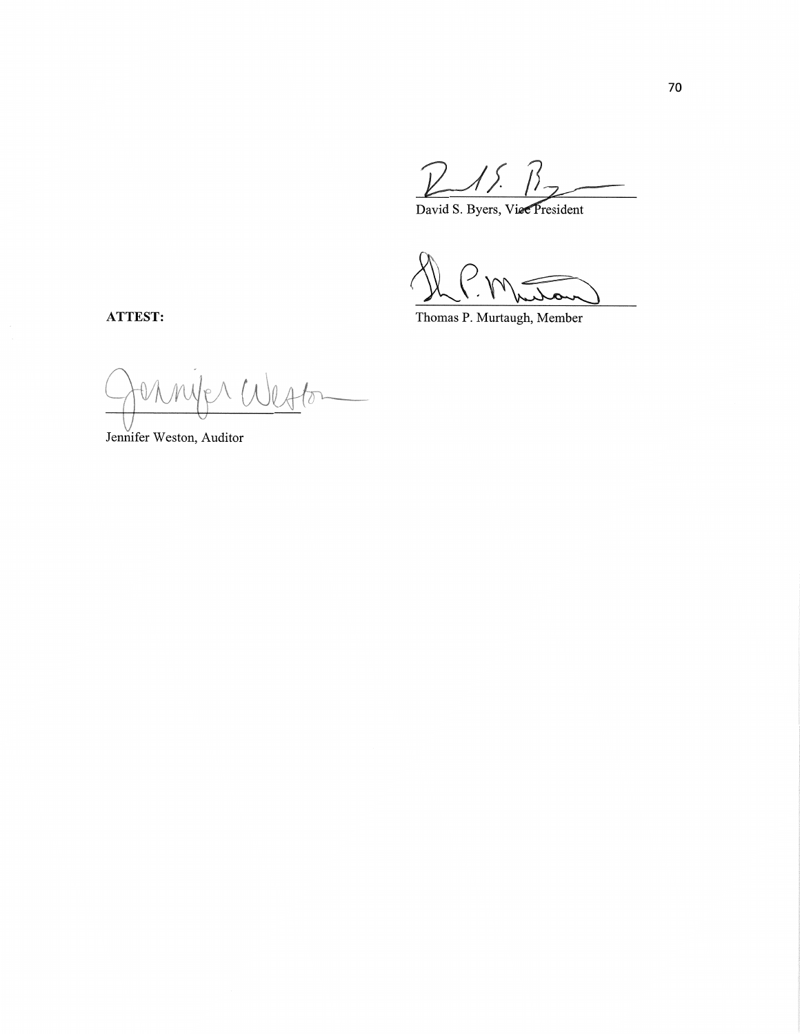David S. Byers, Vice President

Thomas P. Murtaugh, Member

**ATTEST:**

Jennifer Weston, Auditor